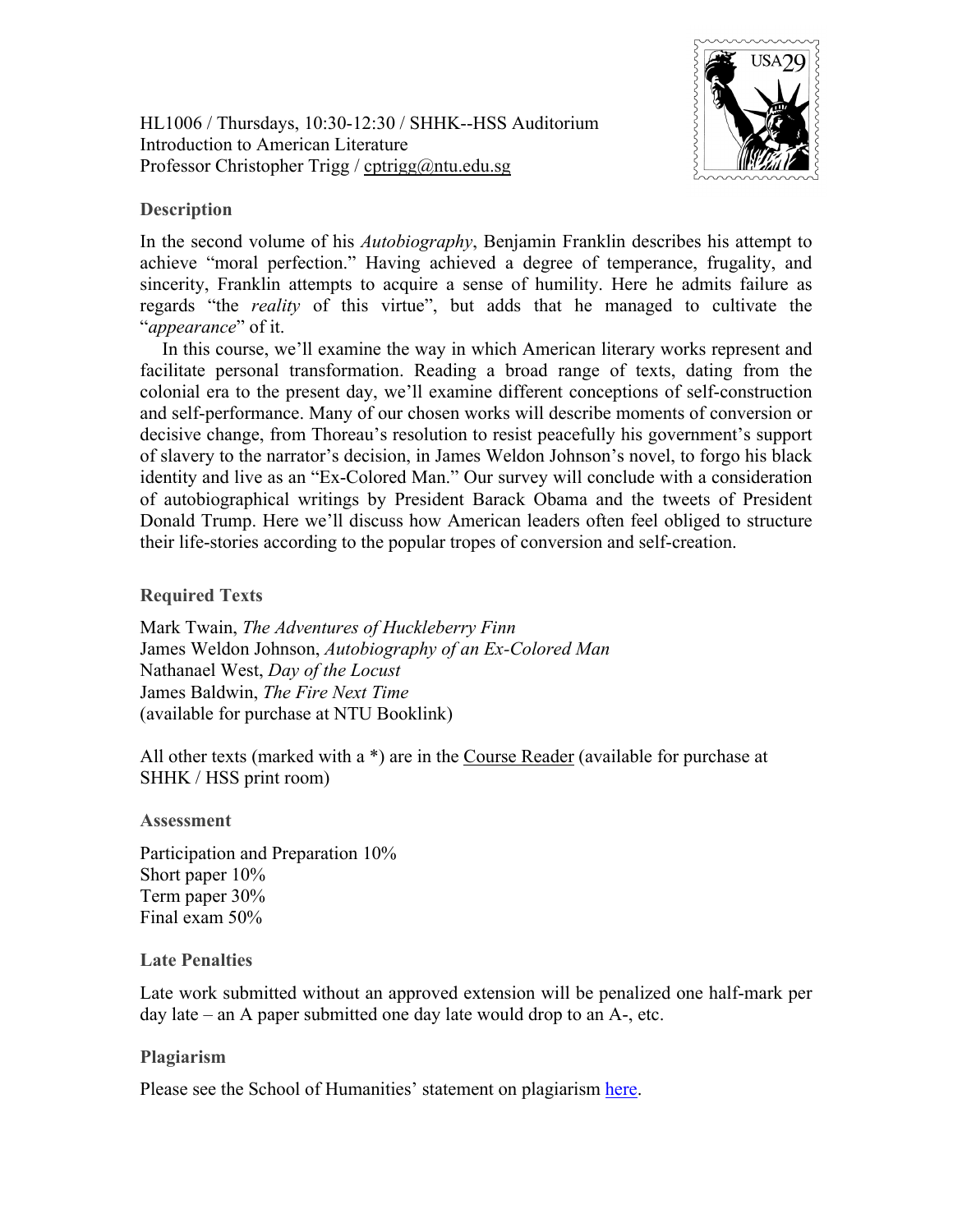HL1006 / Thursdays, 10:30-12:30 / SHHK--HSS Auditorium
Introduction to American Literature
Professor Christopher Trigg / cptrigg@ntu.edu.sg

## Description

In the second volume of his *Autobiography*, Benjamin Franklin describes his attempt to achieve "moral perfection." Having achieved a degree of temperance, frugality, and sincerity, Franklin attempts to acquire a sense of humility. Here he admits failure as regards "the *reality* of this virtue", but adds that he managed to cultivate the "*appearance*" of it.

In this course, we'll examine the way in which American literary works represent and facilitate personal transformation. Reading a broad range of texts, dating from the colonial era to the present day, we'll examine different conceptions of self-construction and self-performance. Many of our chosen works will describe moments of conversion or decisive change, from Thoreau's resolution to resist peacefully his government's support of slavery to the narrator's decision, in James Weldon Johnson's novel, to forgo his black identity and live as an "Ex-Colored Man." Our survey will conclude with a consideration of autobiographical writings by President Barack Obama and the tweets of President Donald Trump. Here we'll discuss how American leaders often feel obliged to structure their life-stories according to the popular tropes of conversion and self-creation.

## Required Texts

Mark Twain, *The Adventures of Huckleberry Finn*
James Weldon Johnson, *Autobiography of an Ex-Colored Man*
Nathanael West, *Day of the Locust*
James Baldwin, *The Fire Next Time*
(available for purchase at NTU Booklink)

All other texts (marked with a *) are in the Course Reader (available for purchase at SHHK / HSS print room)

## Assessment

Participation and Preparation 10%
Short paper 10%
Term paper 30%
Final exam 50%

## Late Penalties

Late work submitted without an approved extension will be penalized one half-mark per day late – an A paper submitted one day late would drop to an A-, etc.

## Plagiarism

Please see the School of Humanities' statement on plagiarism here.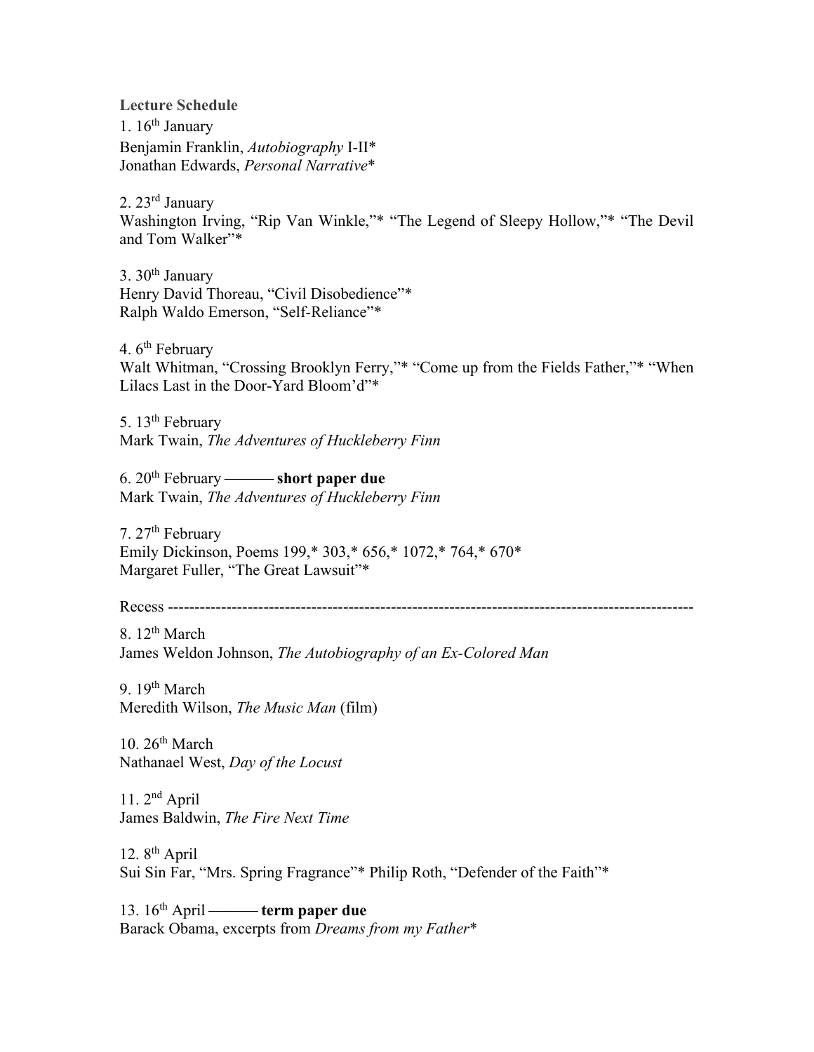**Lecture Schedule**

1. 16th January
Benjamin Franklin, *Autobiography* I-II*
Jonathan Edwards, *Personal Narrative**

2. 23rd January
Washington Irving, "Rip Van Winkle,"* "The Legend of Sleepy Hollow,"* "The Devil and Tom Walker"*

3. 30th January
Henry David Thoreau, "Civil Disobedience"*
Ralph Waldo Emerson, "Self-Reliance"*

4. 6th February
Walt Whitman, "Crossing Brooklyn Ferry,"* "Come up from the Fields Father,"* "When Lilacs Last in the Door-Yard Bloom'd"*

5. 13th February
Mark Twain, *The Adventures of Huckleberry Finn*

6. 20th February ——— **short paper due**
Mark Twain, *The Adventures of Huckleberry Finn*

7. 27th February
Emily Dickinson, Poems 199,* 303,* 656,* 1072,* 764,* 670*
Margaret Fuller, "The Great Lawsuit"*

Recess ----------------------------------------------------------------------------------------------------

8. 12th March
James Weldon Johnson, *The Autobiography of an Ex-Colored Man*

9. 19th March
Meredith Wilson, *The Music Man* (film)

10. 26th March
Nathanael West, *Day of the Locust*

11. 2nd April
James Baldwin, *The Fire Next Time*

12. 8th April
Sui Sin Far, "Mrs. Spring Fragrance"* Philip Roth, "Defender of the Faith"*

13. 16th April ——— **term paper due**
Barack Obama, excerpts from *Dreams from my Father**